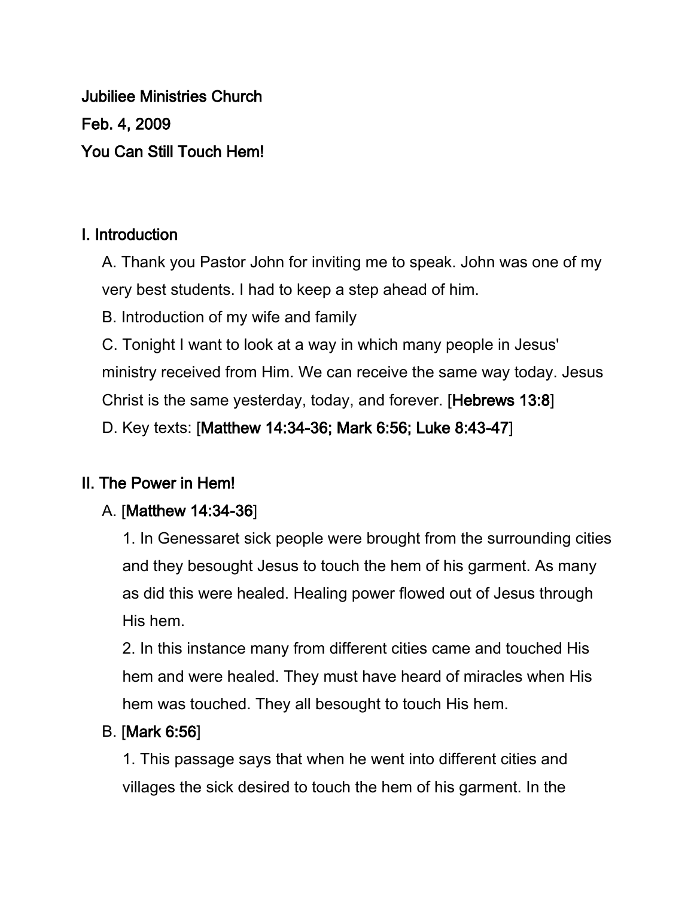**Jubiliee Ministries Church**

**Feb. 4, 2009**

**You Can Still Touch Hem!**

## I. Introduction

A. Thank you Pastor John for inviting me to speak. John was one of my very best students. I had to keep a step ahead of him.

B. Introduction of my wife and family

C. Tonight I want to look at a way in which many people in Jesus' ministry received from Him. We can receive the same way today. Jesus Christ is the same yesterday, today, and forever. [**Hebrews 13:8**]

D. Key texts: [**Matthew 14:34-36; Mark 6:56; Luke 8:43-47**]

## II. The Power in Hem!

A. [**Matthew 14:34-36**]

1. In Genessaret sick people were brought from the surrounding cities and they besought Jesus to touch the hem of his garment. As many as did this were healed. Healing power flowed out of Jesus through His hem.

2. In this instance many from different cities came and touched His hem and were healed. They must have heard of miracles when His hem was touched. They all besought to touch His hem.

B. [**Mark 6:56**]

1. This passage says that when he went into different cities and villages the sick desired to touch the hem of his garment. In the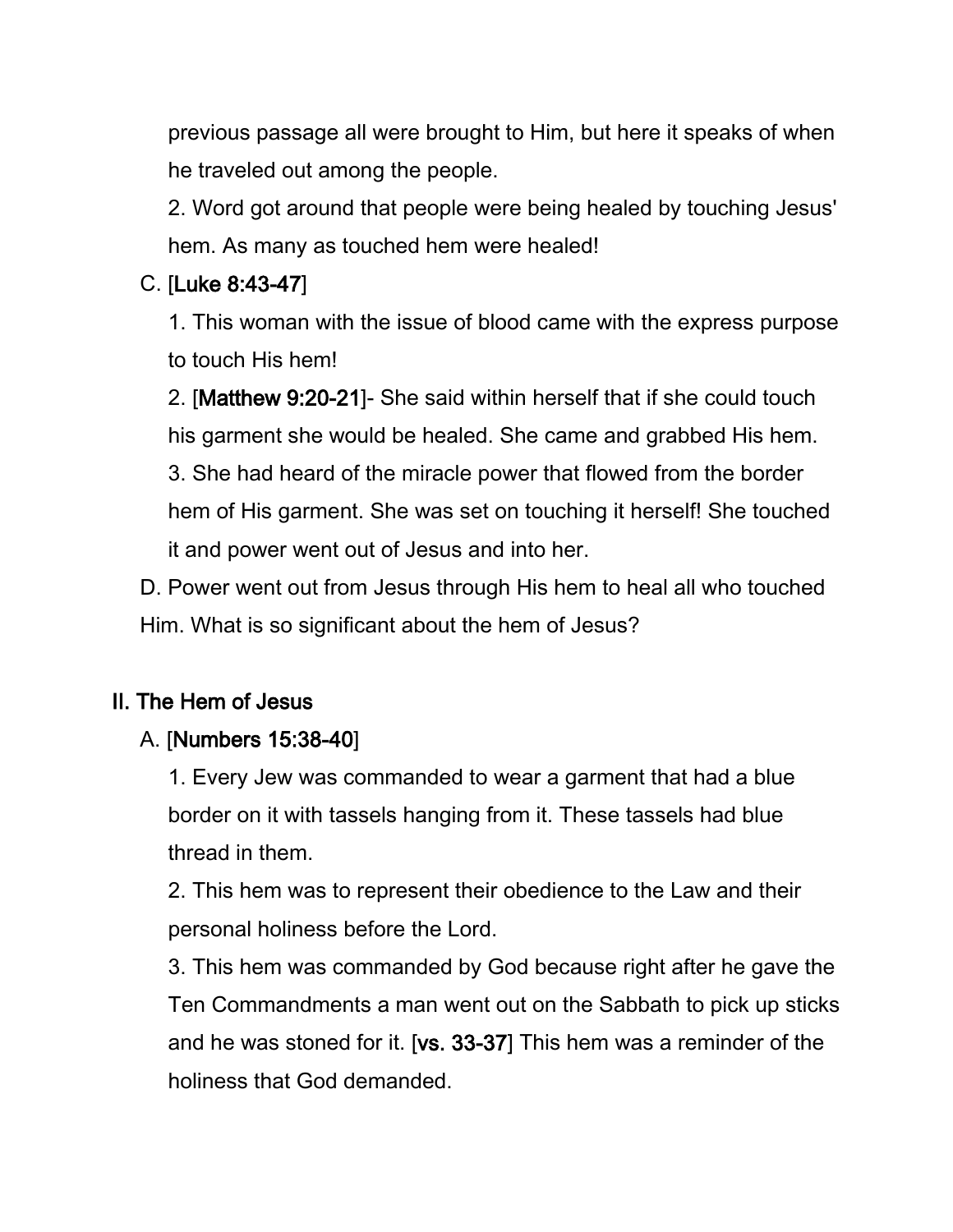previous passage all were brought to Him, but here it speaks of when he traveled out among the people.

2. Word got around that people were being healed by touching Jesus' hem. As many as touched hem were healed!

C. [**Luke 8:43-47**]

1. This woman with the issue of blood came with the express purpose to touch His hem!

2. [**Matthew 9:20-21**]- She said within herself that if she could touch his garment she would be healed. She came and grabbed His hem.

3. She had heard of the miracle power that flowed from the border hem of His garment. She was set on touching it herself! She touched it and power went out of Jesus and into her.

D. Power went out from Jesus through His hem to heal all who touched Him. What is so significant about the hem of Jesus?

## II. The Hem of Jesus

A. [**Numbers 15:38-40**]

1. Every Jew was commanded to wear a garment that had a blue border on it with tassels hanging from it. These tassels had blue thread in them.

2. This hem was to represent their obedience to the Law and their personal holiness before the Lord.

3. This hem was commanded by God because right after he gave the Ten Commandments a man went out on the Sabbath to pick up sticks and he was stoned for it. [**vs. 33-37**] This hem was a reminder of the holiness that God demanded.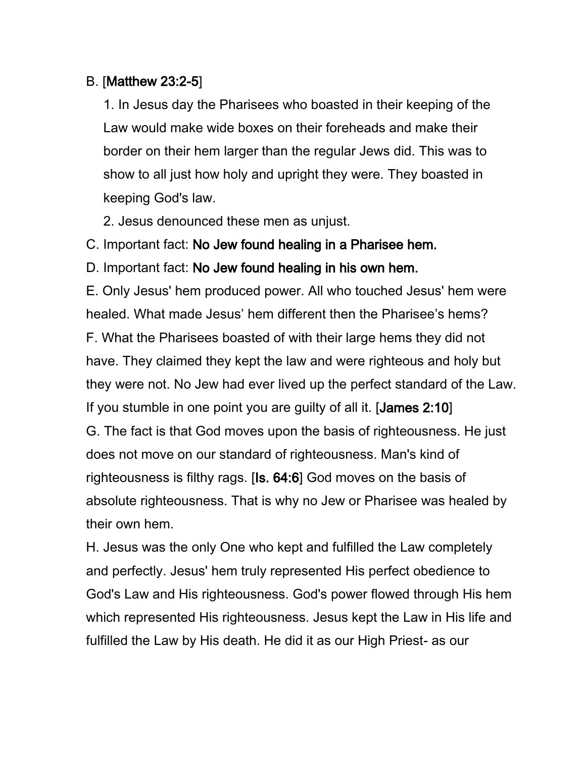B. [**Matthew 23:2-5**]

1. In Jesus day the Pharisees who boasted in their keeping of the Law would make wide boxes on their foreheads and make their border on their hem larger than the regular Jews did. This was to show to all just how holy and upright they were. They boasted in keeping God's law.
2. Jesus denounced these men as unjust.

C. Important fact: **No Jew found healing in a Pharisee hem.**

D. Important fact: **No Jew found healing in his own hem.**

E. Only Jesus' hem produced power. All who touched Jesus' hem were healed. What made Jesus' hem different then the Pharisee's hems?

F. What the Pharisees boasted of with their large hems they did not have. They claimed they kept the law and were righteous and holy but they were not. No Jew had ever lived up the perfect standard of the Law. If you stumble in one point you are guilty of all it. [**James 2:10**]

G. The fact is that God moves upon the basis of righteousness. He just does not move on our standard of righteousness. Man's kind of righteousness is filthy rags. [**Is. 64:6**] God moves on the basis of absolute righteousness. That is why no Jew or Pharisee was healed by their own hem.

H. Jesus was the only One who kept and fulfilled the Law completely and perfectly. Jesus' hem truly represented His perfect obedience to God's Law and His righteousness. God's power flowed through His hem which represented His righteousness. Jesus kept the Law in His life and fulfilled the Law by His death. He did it as our High Priest- as our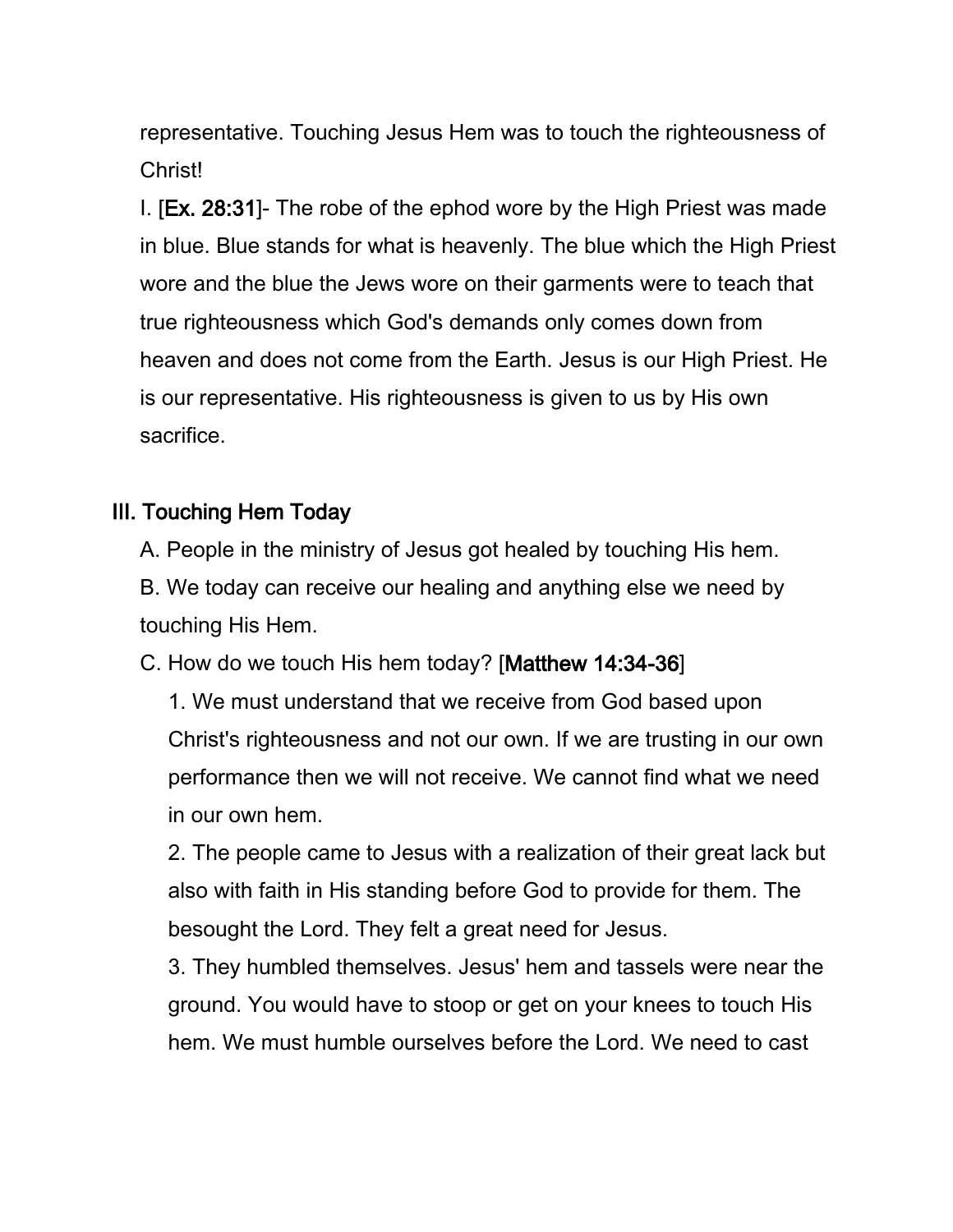representative. Touching Jesus Hem was to touch the righteousness of Christ!

I. [**Ex. 28:31**]- The robe of the ephod wore by the High Priest was made in blue. Blue stands for what is heavenly. The blue which the High Priest wore and the blue the Jews wore on their garments were to teach that true righteousness which God's demands only comes down from heaven and does not come from the Earth. Jesus is our High Priest. He is our representative. His righteousness is given to us by His own sacrifice.

## III. Touching Hem Today

A. People in the ministry of Jesus got healed by touching His hem.

B. We today can receive our healing and anything else we need by touching His Hem.

C. How do we touch His hem today? [**Matthew 14:34-36**]

1. We must understand that we receive from God based upon Christ's righteousness and not our own. If we are trusting in our own performance then we will not receive. We cannot find what we need in our own hem.

2. The people came to Jesus with a realization of their great lack but also with faith in His standing before God to provide for them. The besought the Lord. They felt a great need for Jesus.

3. They humbled themselves. Jesus' hem and tassels were near the ground. You would have to stoop or get on your knees to touch His hem. We must humble ourselves before the Lord. We need to cast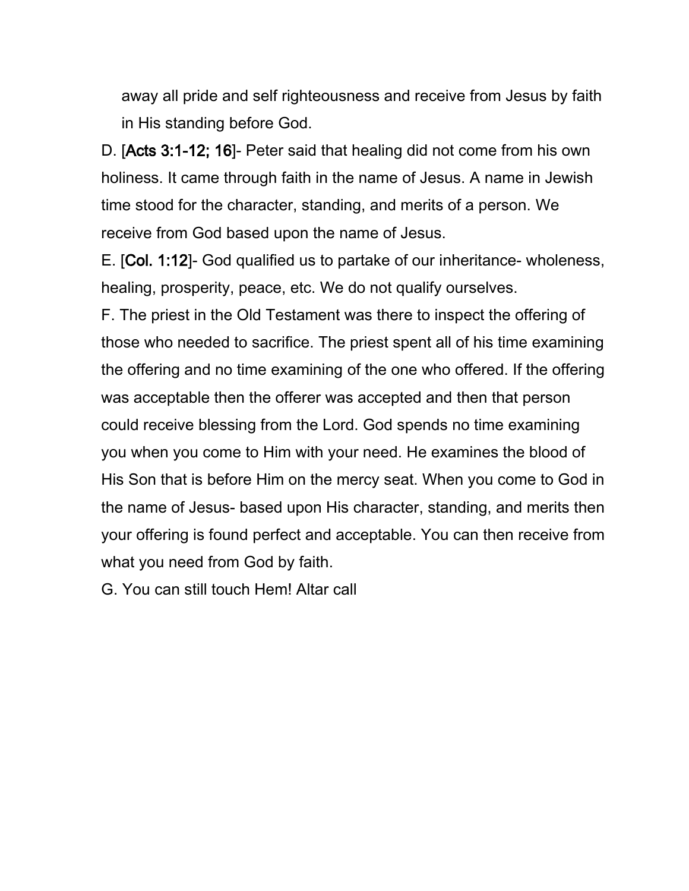away all pride and self righteousness and receive from Jesus by faith in His standing before God.

D. [**Acts 3:1-12; 16**]- Peter said that healing did not come from his own holiness. It came through faith in the name of Jesus. A name in Jewish time stood for the character, standing, and merits of a person. We receive from God based upon the name of Jesus.

E. [**Col. 1:12**]- God qualified us to partake of our inheritance- wholeness, healing, prosperity, peace, etc. We do not qualify ourselves.

F. The priest in the Old Testament was there to inspect the offering of those who needed to sacrifice. The priest spent all of his time examining the offering and no time examining of the one who offered. If the offering was acceptable then the offerer was accepted and then that person could receive blessing from the Lord. God spends no time examining you when you come to Him with your need. He examines the blood of His Son that is before Him on the mercy seat. When you come to God in the name of Jesus- based upon His character, standing, and merits then your offering is found perfect and acceptable. You can then receive from what you need from God by faith.

G. You can still touch Hem! Altar call